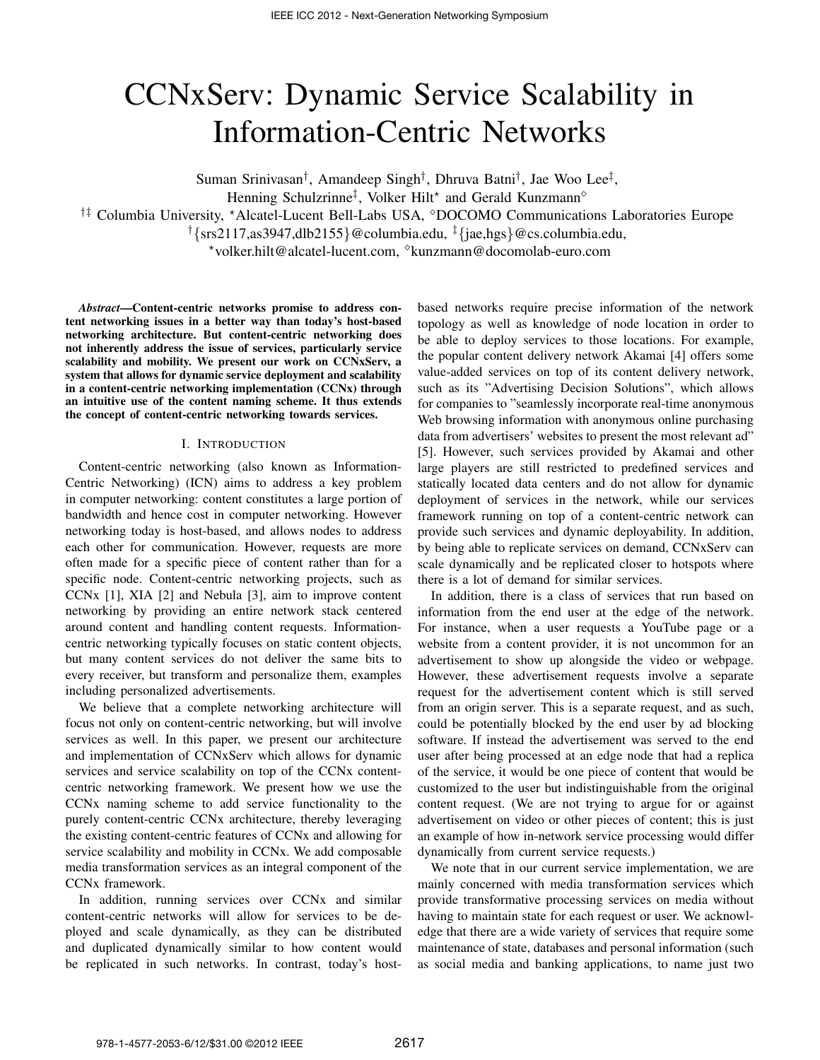# CCNxServ: Dynamic Service Scalability in Information-Centric Networks

Suman Srinivasan[†], Amandeep Singh[†], Dhruva Batni[†], Jae Woo Lee[‡], Henning Schulzrinne[‡], Volker Hilt[⋆] and Gerald Kunzmann[◇]

[†‡] Columbia University, [⋆]Alcatel-Lucent Bell-Labs USA, [◇]DOCOMO Communications Laboratories Europe

[†]{srs2117,as3947,dlb2155}@columbia.edu, [‡]{jae,hgs}@cs.columbia.edu,

[⋆]volker.hilt@alcatel-lucent.com, [◇]kunzmann@docomolab-euro.com

***Abstract*—Content-centric networks promise to address content networking issues in a better way than today's host-based networking architecture. But content-centric networking does not inherently address the issue of services, particularly service scalability and mobility. We present our work on CCNxServ, a system that allows for dynamic service deployment and scalability in a content-centric networking implementation (CCNx) through an intuitive use of the content naming scheme. It thus extends the concept of content-centric networking towards services.**

## I. Introduction

Content-centric networking (also known as Information-Centric Networking) (ICN) aims to address a key problem in computer networking: content constitutes a large portion of bandwidth and hence cost in computer networking. However networking today is host-based, and allows nodes to address each other for communication. However, requests are more often made for a specific piece of content rather than for a specific node. Content-centric networking projects, such as CCNx [1], XIA [2] and Nebula [3], aim to improve content networking by providing an entire network stack centered around content and handling content requests. Information-centric networking typically focuses on static content objects, but many content services do not deliver the same bits to every receiver, but transform and personalize them, examples including personalized advertisements.

We believe that a complete networking architecture will focus not only on content-centric networking, but will involve services as well. In this paper, we present our architecture and implementation of CCNxServ which allows for dynamic services and service scalability on top of the CCNx content-centric networking framework. We present how we use the CCNx naming scheme to add service functionality to the purely content-centric CCNx architecture, thereby leveraging the existing content-centric features of CCNx and allowing for service scalability and mobility in CCNx. We add composable media transformation services as an integral component of the CCNx framework.

In addition, running services over CCNx and similar content-centric networks will allow for services to be deployed and scale dynamically, as they can be distributed and duplicated dynamically similar to how content would be replicated in such networks. In contrast, today's host-based networks require precise information of the network topology as well as knowledge of node location in order to be able to deploy services to those locations. For example, the popular content delivery network Akamai [4] offers some value-added services on top of its content delivery network, such as its "Advertising Decision Solutions", which allows for companies to "seamlessly incorporate real-time anonymous Web browsing information with anonymous online purchasing data from advertisers' websites to present the most relevant ad" [5]. However, such services provided by Akamai and other large players are still restricted to predefined services and statically located data centers and do not allow for dynamic deployment of services in the network, while our services framework running on top of a content-centric network can provide such services and dynamic deployability. In addition, by being able to replicate services on demand, CCNxServ can scale dynamically and be replicated closer to hotspots where there is a lot of demand for similar services.

In addition, there is a class of services that run based on information from the end user at the edge of the network. For instance, when a user requests a YouTube page or a website from a content provider, it is not uncommon for an advertisement to show up alongside the video or webpage. However, these advertisement requests involve a separate request for the advertisement content which is still served from an origin server. This is a separate request, and as such, could be potentially blocked by the end user by ad blocking software. If instead the advertisement was served to the end user after being processed at an edge node that had a replica of the service, it would be one piece of content that would be customized to the user but indistinguishable from the original content request. (We are not trying to argue for or against advertisement on video or other pieces of content; this is just an example of how in-network service processing would differ dynamically from current service requests.)

We note that in our current service implementation, we are mainly concerned with media transformation services which provide transformative processing services on media without having to maintain state for each request or user. We acknowledge that there are a wide variety of services that require some maintenance of state, databases and personal information (such as social media and banking applications, to name just two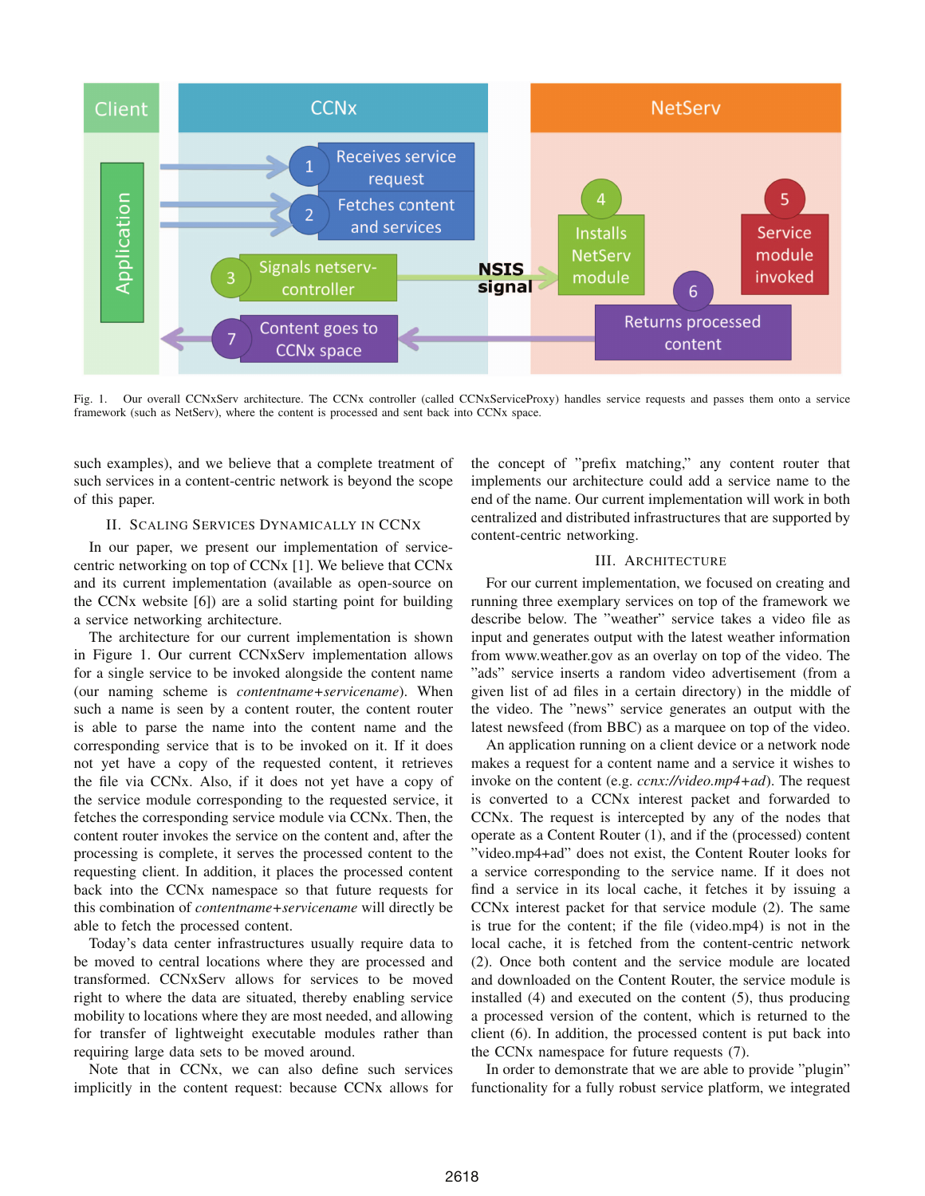Fig. 1. Our overall CCNxServ architecture. The CCNx controller (called CCNxServiceProxy) handles service requests and passes them onto a service framework (such as NetServ), where the content is processed and sent back into CCNx space.

such examples), and we believe that a complete treatment of such services in a content-centric network is beyond the scope of this paper.

## II. Scaling Services Dynamically in CCNx

In our paper, we present our implementation of service-centric networking on top of CCNx [1]. We believe that CCNx and its current implementation (available as open-source on the CCNx website [6]) are a solid starting point for building a service networking architecture.

The architecture for our current implementation is shown in Figure 1. Our current CCNxServ implementation allows for a single service to be invoked alongside the content name (our naming scheme is *contentname+servicename*). When such a name is seen by a content router, the content router is able to parse the name into the content name and the corresponding service that is to be invoked on it. If it does not yet have a copy of the requested content, it retrieves the file via CCNx. Also, if it does not yet have a copy of the service module corresponding to the requested service, it fetches the corresponding service module via CCNx. Then, the content router invokes the service on the content and, after the processing is complete, it serves the processed content to the requesting client. In addition, it places the processed content back into the CCNx namespace so that future requests for this combination of *contentname+servicename* will directly be able to fetch the processed content.

Today's data center infrastructures usually require data to be moved to central locations where they are processed and transformed. CCNxServ allows for services to be moved right to where the data are situated, thereby enabling service mobility to locations where they are most needed, and allowing for transfer of lightweight executable modules rather than requiring large data sets to be moved around.

Note that in CCNx, we can also define such services implicitly in the content request: because CCNx allows for the concept of "prefix matching," any content router that implements our architecture could add a service name to the end of the name. Our current implementation will work in both centralized and distributed infrastructures that are supported by content-centric networking.

## III. Architecture

For our current implementation, we focused on creating and running three exemplary services on top of the framework we describe below. The "weather" service takes a video file as input and generates output with the latest weather information from www.weather.gov as an overlay on top of the video. The "ads" service inserts a random video advertisement (from a given list of ad files in a certain directory) in the middle of the video. The "news" service generates an output with the latest newsfeed (from BBC) as a marquee on top of the video.

An application running on a client device or a network node makes a request for a content name and a service it wishes to invoke on the content (e.g. *ccnx://video.mp4+ad*). The request is converted to a CCNx interest packet and forwarded to CCNx. The request is intercepted by any of the nodes that operate as a Content Router (1), and if the (processed) content "video.mp4+ad" does not exist, the Content Router looks for a service corresponding to the service name. If it does not find a service in its local cache, it fetches it by issuing a CCNx interest packet for that service module (2). The same is true for the content; if the file (video.mp4) is not in the local cache, it is fetched from the content-centric network (2). Once both content and the service module are located and downloaded on the Content Router, the service module is installed (4) and executed on the content (5), thus producing a processed version of the content, which is returned to the client (6). In addition, the processed content is put back into the CCNx namespace for future requests (7).

In order to demonstrate that we are able to provide "plugin" functionality for a fully robust service platform, we integrated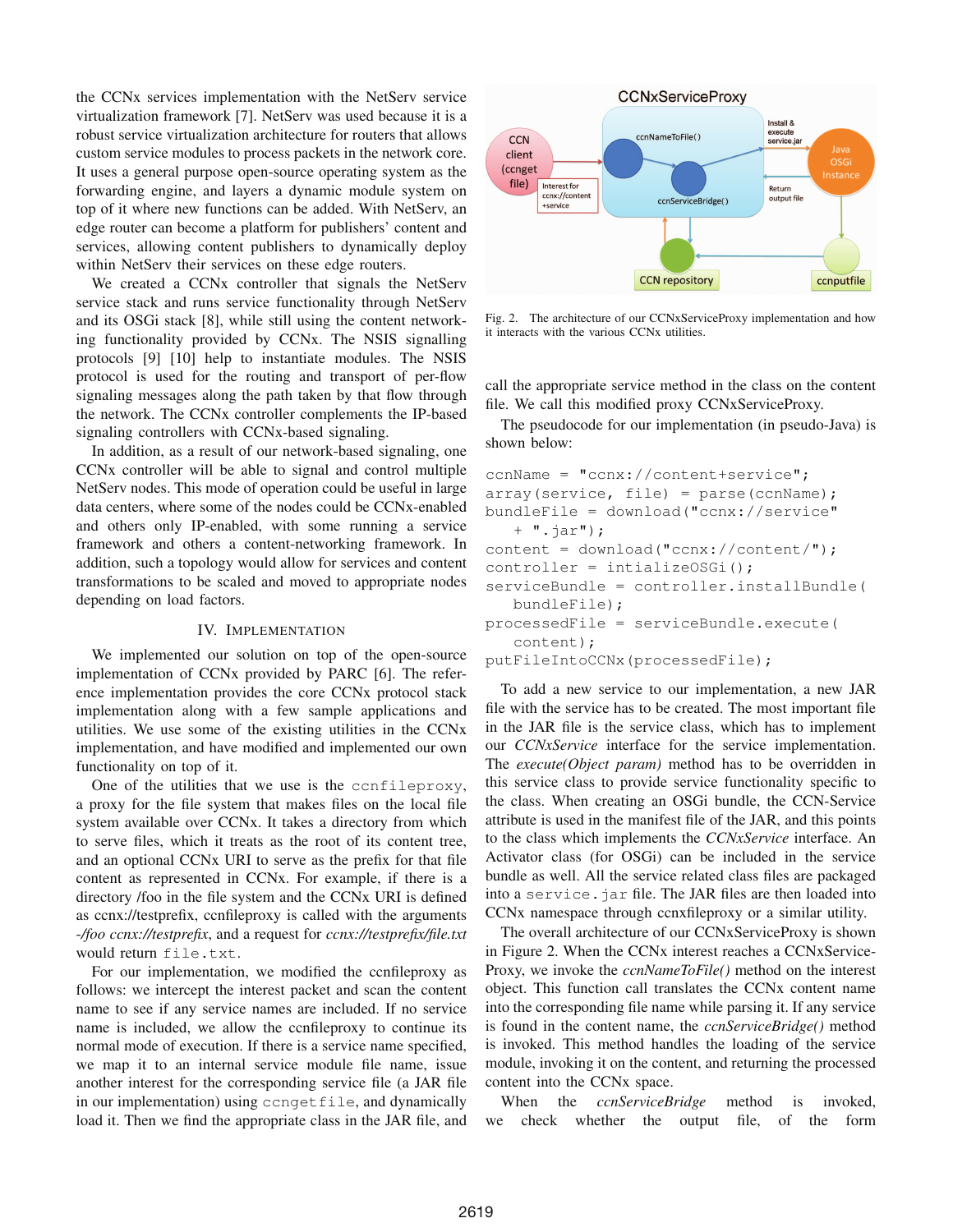the CCNx services implementation with the NetServ service virtualization framework [7]. NetServ was used because it is a robust service virtualization architecture for routers that allows custom service modules to process packets in the network core. It uses a general purpose open-source operating system as the forwarding engine, and layers a dynamic module system on top of it where new functions can be added. With NetServ, an edge router can become a platform for publishers' content and services, allowing content publishers to dynamically deploy within NetServ their services on these edge routers.

We created a CCNx controller that signals the NetServ service stack and runs service functionality through NetServ and its OSGi stack [8], while still using the content networking functionality provided by CCNx. The NSIS signalling protocols [9] [10] help to instantiate modules. The NSIS protocol is used for the routing and transport of per-flow signaling messages along the path taken by that flow through the network. The CCNx controller complements the IP-based signaling controllers with CCNx-based signaling.

In addition, as a result of our network-based signaling, one CCNx controller will be able to signal and control multiple NetServ nodes. This mode of operation could be useful in large data centers, where some of the nodes could be CCNx-enabled and others only IP-enabled, with some running a service framework and others a content-networking framework. In addition, such a topology would allow for services and content transformations to be scaled and moved to appropriate nodes depending on load factors.

## IV. Implementation

We implemented our solution on top of the open-source implementation of CCNx provided by PARC [6]. The reference implementation provides the core CCNx protocol stack implementation along with a few sample applications and utilities. We use some of the existing utilities in the CCNx implementation, and have modified and implemented our own functionality on top of it.

One of the utilities that we use is the `ccnfileproxy`, a proxy for the file system that makes files on the local file system available over CCNx. It takes a directory from which to serve files, which it treats as the root of its content tree, and an optional CCNx URI to serve as the prefix for that file content as represented in CCNx. For example, if there is a directory /foo in the file system and the CCNx URI is defined as ccnx://testprefix, ccnfileproxy is called with the arguments *-/foo ccnx://testprefix*, and a request for *ccnx://testprefix/file.txt* would return `file.txt`.

For our implementation, we modified the ccnfileproxy as follows: we intercept the interest packet and scan the content name to see if any service names are included. If no service name is included, we allow the ccnfileproxy to continue its normal mode of execution. If there is a service name specified, we map it to an internal service module file name, issue another interest for the corresponding service file (a JAR file in our implementation) using `ccngetfile`, and dynamically load it. Then we find the appropriate class in the JAR file, and call the appropriate service method in the class on the content file. We call this modified proxy CCNxServiceProxy.

CCNxServiceProxy
CCN client (ccnget file)
Interest for ccnx://content +service
ccnNameToFile()
ccnServiceBridge()
Install & execute service.jar
Java OSGi Instance
Return output file
CCN repository
ccnputfile

Fig. 2. The architecture of our CCNxServiceProxy implementation and how it interacts with the various CCNx utilities.

The pseudocode for our implementation (in pseudo-Java) is shown below:

```
ccnName = "ccnx://content+service";
array(service, file) = parse(ccnName);
bundleFile = download("ccnx://service"
    + ".jar");
content = download("ccnx://content/");
controller = intializeOSGi();
serviceBundle = controller.installBundle(
    bundleFile);
processedFile = serviceBundle.execute(
    content);
putFileIntoCCNx(processedFile);
```

To add a new service to our implementation, a new JAR file with the service has to be created. The most important file in the JAR file is the service class, which has to implement our *CCNxService* interface for the service implementation. The *execute(Object param)* method has to be overridden in this service class to provide service functionality specific to the class. When creating an OSGi bundle, the CCN-Service attribute is used in the manifest file of the JAR, and this points to the class which implements the *CCNxService* interface. An Activator class (for OSGi) can be included in the service bundle as well. All the service related class files are packaged into a `service.jar` file. The JAR files are then loaded into CCNx namespace through ccnxfileproxy or a similar utility.

The overall architecture of our CCNxServiceProxy is shown in Figure 2. When the CCNx interest reaches a CCNxServiceProxy, we invoke the *ccnNameToFile()* method on the interest object. This function call translates the CCNx content name into the corresponding file name while parsing it. If any service is found in the content name, the *ccnServiceBridge()* method is invoked. This method handles the loading of the service module, invoking it on the content, and returning the processed content into the CCNx space.

When the *ccnServiceBridge* method is invoked, we check whether the output file, of the form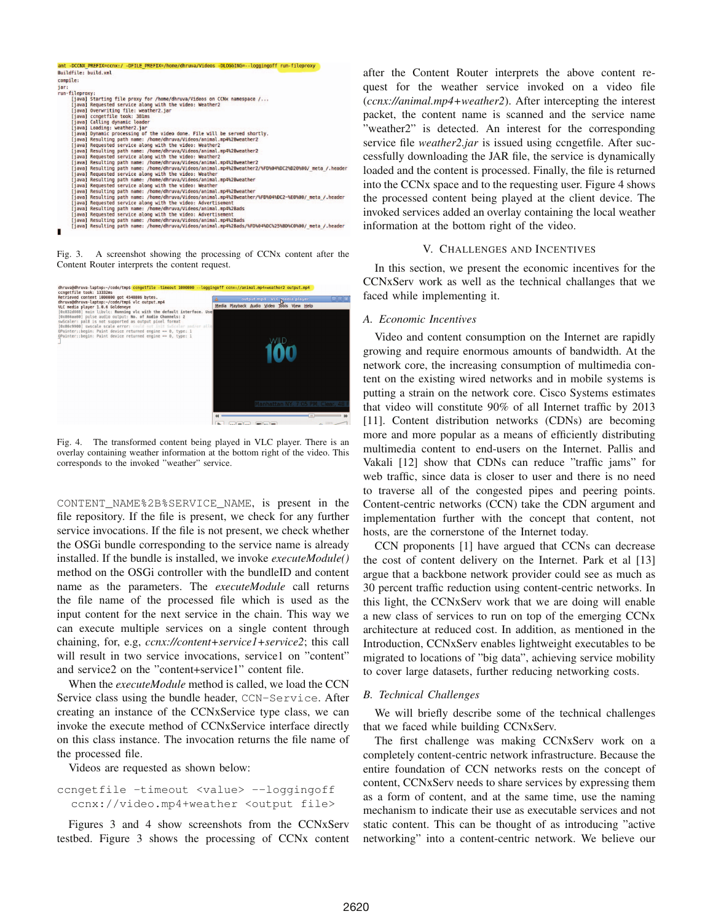Fig. 3. A screenshot showing the processing of CCNx content after the Content Router interprets the content request.

Fig. 4. The transformed content being played in VLC player. There is an overlay containing weather information at the bottom right of the video. This corresponds to the invoked "weather" service.

CONTENT_NAME%2B%SERVICE_NAME, is present in the file repository. If the file is present, we check for any further service invocations. If the file is not present, we check whether the OSGi bundle corresponding to the service name is already installed. If the bundle is installed, we invoke *executeModule()* method on the OSGi controller with the bundleID and content name as the parameters. The *executeModule* call returns the file name of the processed file which is used as the input content for the next service in the chain. This way we can execute multiple services on a single content through chaining, for, e.g, *ccnx://content+service1+service2*; this call will result in two service invocations, service1 on "content" and service2 on the "content+service1" content file.

When the *executeModule* method is called, we load the CCN Service class using the bundle header, CCN-Service. After creating an instance of the CCNxService type class, we can invoke the execute method of CCNxService interface directly on this class instance. The invocation returns the file name of the processed file.

Videos are requested as shown below:

```
ccngetfile -timeout <value> --loggingoff
   ccnx://video.mp4+weather <output file>
```

Figures 3 and 4 show screenshots from the CCNxServ testbed. Figure 3 shows the processing of CCNx content after the Content Router interprets the above content request for the weather service invoked on a video file (*ccnx://animal.mp4+weather2*). After intercepting the interest packet, the content name is scanned and the service name "weather2" is detected. An interest for the corresponding service file *weather2.jar* is issued using ccngetfile. After successfully downloading the JAR file, the service is dynamically loaded and the content is processed. Finally, the file is returned into the CCNx space and to the requesting user. Figure 4 shows the processed content being played at the client device. The invoked services added an overlay containing the local weather information at the bottom right of the video.

## V. Challenges and Incentives

In this section, we present the economic incentives for the CCNxServ work as well as the technical challanges that we faced while implementing it.

### A. Economic Incentives

Video and content consumption on the Internet are rapidly growing and require enormous amounts of bandwidth. At the network core, the increasing consumption of multimedia content on the existing wired networks and in mobile systems is putting a strain on the network core. Cisco Systems estimates that video will constitute 90% of all Internet traffic by 2013 [11]. Content distribution networks (CDNs) are becoming more and more popular as a means of efficiently distributing multimedia content to end-users on the Internet. Pallis and Vakali [12] show that CDNs can reduce "traffic jams" for web traffic, since data is closer to user and there is no need to traverse all of the congested pipes and peering points. Content-centric networks (CCN) take the CDN argument and implementation further with the concept that content, not hosts, are the cornerstone of the Internet today.

CCN proponents [1] have argued that CCNs can decrease the cost of content delivery on the Internet. Park et al [13] argue that a backbone network provider could see as much as 30 percent traffic reduction using content-centric networks. In this light, the CCNxServ work that we are doing will enable a new class of services to run on top of the emerging CCNx architecture at reduced cost. In addition, as mentioned in the Introduction, CCNxServ enables lightweight executables to be migrated to locations of "big data", achieving service mobility to cover large datasets, further reducing networking costs.

### B. Technical Challenges

We will briefly describe some of the technical challenges that we faced while building CCNxServ.

The first challenge was making CCNxServ work on a completely content-centric network infrastructure. Because the entire foundation of CCN networks rests on the concept of content, CCNxServ needs to share services by expressing them as a form of content, and at the same time, use the naming mechanism to indicate their use as executable services and not static content. This can be thought of as introducing "active networking" into a content-centric network. We believe our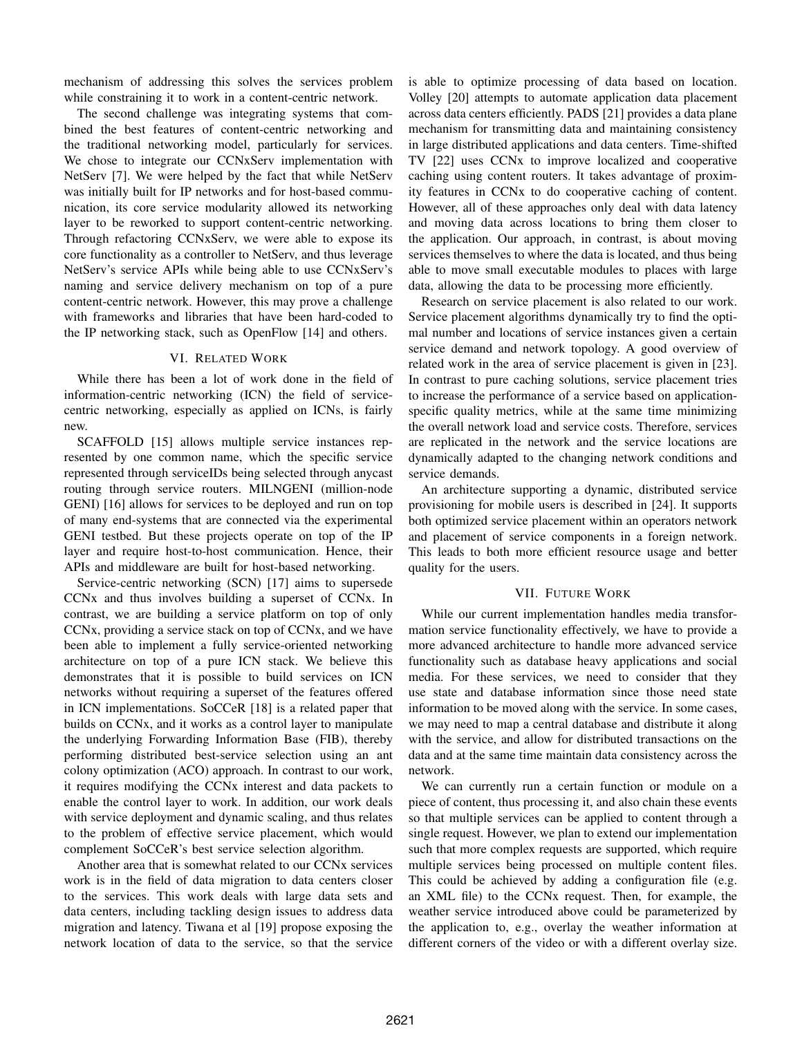mechanism of addressing this solves the services problem while constraining it to work in a content-centric network.

The second challenge was integrating systems that combined the best features of content-centric networking and the traditional networking model, particularly for services. We chose to integrate our CCNxServ implementation with NetServ [7]. We were helped by the fact that while NetServ was initially built for IP networks and for host-based communication, its core service modularity allowed its networking layer to be reworked to support content-centric networking. Through refactoring CCNxServ, we were able to expose its core functionality as a controller to NetServ, and thus leverage NetServ's service APIs while being able to use CCNxServ's naming and service delivery mechanism on top of a pure content-centric network. However, this may prove a challenge with frameworks and libraries that have been hard-coded to the IP networking stack, such as OpenFlow [14] and others.

## VI. Related Work

While there has been a lot of work done in the field of information-centric networking (ICN) the field of service-centric networking, especially as applied on ICNs, is fairly new.

SCAFFOLD [15] allows multiple service instances represented by one common name, which the specific service represented through serviceIDs being selected through anycast routing through service routers. MILNGENI (million-node GENI) [16] allows for services to be deployed and run on top of many end-systems that are connected via the experimental GENI testbed. But these projects operate on top of the IP layer and require host-to-host communication. Hence, their APIs and middleware are built for host-based networking.

Service-centric networking (SCN) [17] aims to supersede CCNx and thus involves building a superset of CCNx. In contrast, we are building a service platform on top of only CCNx, providing a service stack on top of CCNx, and we have been able to implement a fully service-oriented networking architecture on top of a pure ICN stack. We believe this demonstrates that it is possible to build services on ICN networks without requiring a superset of the features offered in ICN implementations. SoCCeR [18] is a related paper that builds on CCNx, and it works as a control layer to manipulate the underlying Forwarding Information Base (FIB), thereby performing distributed best-service selection using an ant colony optimization (ACO) approach. In contrast to our work, it requires modifying the CCNx interest and data packets to enable the control layer to work. In addition, our work deals with service deployment and dynamic scaling, and thus relates to the problem of effective service placement, which would complement SoCCeR's best service selection algorithm.

Another area that is somewhat related to our CCNx services work is in the field of data migration to data centers closer to the services. This work deals with large data sets and data centers, including tackling design issues to address data migration and latency. Tiwana et al [19] propose exposing the network location of data to the service, so that the service is able to optimize processing of data based on location. Volley [20] attempts to automate application data placement across data centers efficiently. PADS [21] provides a data plane mechanism for transmitting data and maintaining consistency in large distributed applications and data centers. Time-shifted TV [22] uses CCNx to improve localized and cooperative caching using content routers. It takes advantage of proximity features in CCNx to do cooperative caching of content. However, all of these approaches only deal with data latency and moving data across locations to bring them closer to the application. Our approach, in contrast, is about moving services themselves to where the data is located, and thus being able to move small executable modules to places with large data, allowing the data to be processing more efficiently.

Research on service placement is also related to our work. Service placement algorithms dynamically try to find the optimal number and locations of service instances given a certain service demand and network topology. A good overview of related work in the area of service placement is given in [23]. In contrast to pure caching solutions, service placement tries to increase the performance of a service based on application-specific quality metrics, while at the same time minimizing the overall network load and service costs. Therefore, services are replicated in the network and the service locations are dynamically adapted to the changing network conditions and service demands.

An architecture supporting a dynamic, distributed service provisioning for mobile users is described in [24]. It supports both optimized service placement within an operators network and placement of service components in a foreign network. This leads to both more efficient resource usage and better quality for the users.

## VII. Future Work

While our current implementation handles media transformation service functionality effectively, we have to provide a more advanced architecture to handle more advanced service functionality such as database heavy applications and social media. For these services, we need to consider that they use state and database information since those need state information to be moved along with the service. In some cases, we may need to map a central database and distribute it along with the service, and allow for distributed transactions on the data and at the same time maintain data consistency across the network.

We can currently run a certain function or module on a piece of content, thus processing it, and also chain these events so that multiple services can be applied to content through a single request. However, we plan to extend our implementation such that more complex requests are supported, which require multiple services being processed on multiple content files. This could be achieved by adding a configuration file (e.g. an XML file) to the CCNx request. Then, for example, the weather service introduced above could be parameterized by the application to, e.g., overlay the weather information at different corners of the video or with a different overlay size.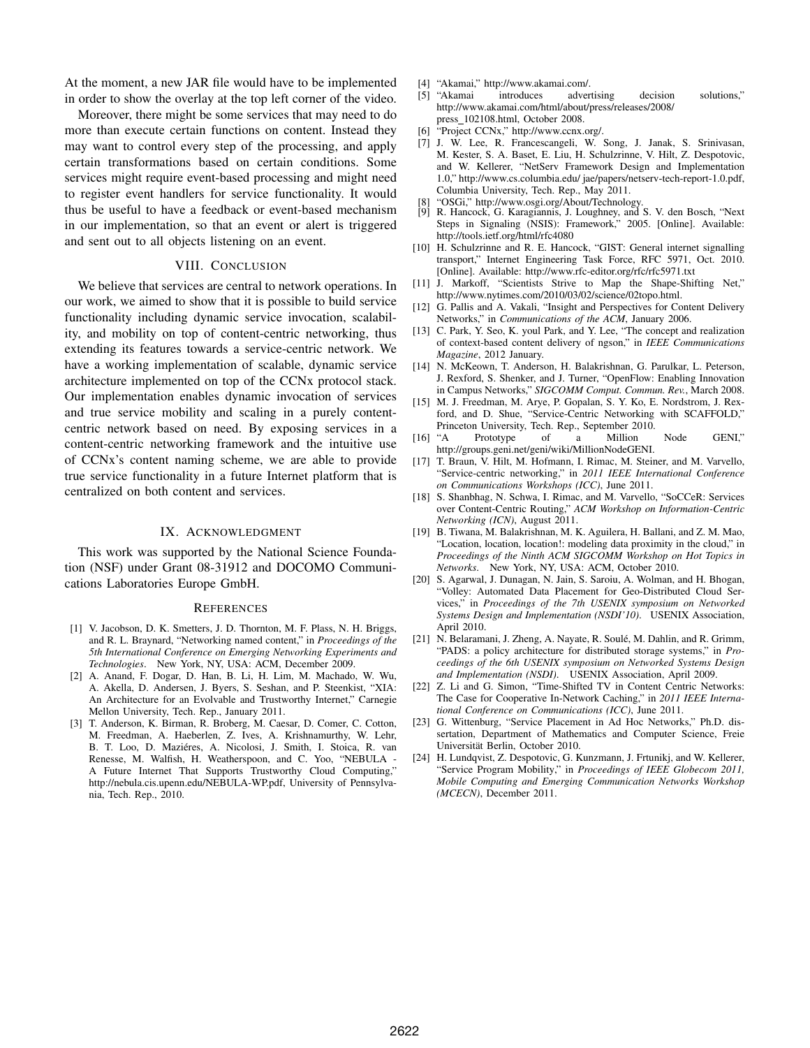At the moment, a new JAR file would have to be implemented in order to show the overlay at the top left corner of the video.

Moreover, there might be some services that may need to do more than execute certain functions on content. Instead they may want to control every step of the processing, and apply certain transformations based on certain conditions. Some services might require event-based processing and might need to register event handlers for service functionality. It would thus be useful to have a feedback or event-based mechanism in our implementation, so that an event or alert is triggered and sent out to all objects listening on an event.

## VIII. Conclusion

We believe that services are central to network operations. In our work, we aimed to show that it is possible to build service functionality including dynamic service invocation, scalability, and mobility on top of content-centric networking, thus extending its features towards a service-centric network. We have a working implementation of scalable, dynamic service architecture implemented on top of the CCNx protocol stack. Our implementation enables dynamic invocation of services and true service mobility and scaling in a purely content-centric network based on need. By exposing services in a content-centric networking framework and the intuitive use of CCNx's content naming scheme, we are able to provide true service functionality in a future Internet platform that is centralized on both content and services.

## IX. Acknowledgment

This work was supported by the National Science Foundation (NSF) under Grant 08-31912 and DOCOMO Communications Laboratories Europe GmbH.

## References

[1] V. Jacobson, D. K. Smetters, J. D. Thornton, M. F. Plass, N. H. Briggs, and R. L. Braynard, "Networking named content," in *Proceedings of the 5th International Conference on Emerging Networking Experiments and Technologies*. New York, NY, USA: ACM, December 2009.

[2] A. Anand, F. Dogar, D. Han, B. Li, H. Lim, M. Machado, W. Wu, A. Akella, D. Andersen, J. Byers, S. Seshan, and P. Steenkist, "XIA: An Architecture for an Evolvable and Trustworthy Internet," Carnegie Mellon University, Tech. Rep., January 2011.

[3] T. Anderson, K. Birman, R. Broberg, M. Caesar, D. Comer, C. Cotton, M. Freedman, A. Haeberlen, Z. Ives, A. Krishnamurthy, W. Lehr, B. T. Loo, D. Maziéres, A. Nicolosi, J. Smith, I. Stoica, R. van Renesse, M. Walfish, H. Weatherspoon, and C. Yoo, "NEBULA - A Future Internet That Supports Trustworthy Cloud Computing," http://nebula.cis.upenn.edu/NEBULA-WP.pdf, University of Pennsylvania, Tech. Rep., 2010.

[4] "Akamai," http://www.akamai.com/.

[5] "Akamai introduces advertising decision solutions," http://www.akamai.com/html/about/press/releases/2008/press_102108.html, October 2008.

[6] "Project CCNx," http://www.ccnx.org/.

[7] J. W. Lee, R. Francescangeli, W. Song, J. Janak, S. Srinivasan, M. Kester, S. A. Baset, E. Liu, H. Schulzrinne, V. Hilt, Z. Despotovic, and W. Kellerer, "NetServ Framework Design and Implementation 1.0," http://www.cs.columbia.edu/ jae/papers/netserv-tech-report-1.0.pdf, Columbia University, Tech. Rep., May 2011.

[8] "OSGi," http://www.osgi.org/About/Technology.

[9] R. Hancock, G. Karagiannis, J. Loughney, and S. V. den Bosch, "Next Steps in Signaling (NSIS): Framework," 2005. [Online]. Available: http://tools.ietf.org/html/rfc4080

[10] H. Schulzrinne and R. E. Hancock, "GIST: General internet signalling transport," Internet Engineering Task Force, RFC 5971, Oct. 2010. [Online]. Available: http://www.rfc-editor.org/rfc/rfc5971.txt

[11] J. Markoff, "Scientists Strive to Map the Shape-Shifting Net," http://www.nytimes.com/2010/03/02/science/02topo.html.

[12] G. Pallis and A. Vakali, "Insight and Perspectives for Content Delivery Networks," in *Communications of the ACM*, January 2006.

[13] C. Park, Y. Seo, K. youl Park, and Y. Lee, "The concept and realization of context-based content delivery of ngson," in *IEEE Communications Magazine*, 2012 January.

[14] N. McKeown, T. Anderson, H. Balakrishnan, G. Parulkar, L. Peterson, J. Rexford, S. Shenker, and J. Turner, "OpenFlow: Enabling Innovation in Campus Networks," *SIGCOMM Comput. Commun. Rev.*, March 2008.

[15] M. J. Freedman, M. Arye, P. Gopalan, S. Y. Ko, E. Nordstrom, J. Rexford, and D. Shue, "Service-Centric Networking with SCAFFOLD," Princeton University, Tech. Rep., September 2010.

[16] "A Prototype of a Million Node GENI," http://groups.geni.net/geni/wiki/MillionNodeGENI.

[17] T. Braun, V. Hilt, M. Hofmann, I. Rimac, M. Steiner, and M. Varvello, "Service-centric networking," in *2011 IEEE International Conference on Communications Workshops (ICC)*, June 2011.

[18] S. Shanbhag, N. Schwa, I. Rimac, and M. Varvello, "SoCCeR: Services over Content-Centric Routing," *ACM Workshop on Information-Centric Networking (ICN)*, August 2011.

[19] B. Tiwana, M. Balakrishnan, M. K. Aguilera, H. Ballani, and Z. M. Mao, "Location, location, location!: modeling data proximity in the cloud," in *Proceedings of the Ninth ACM SIGCOMM Workshop on Hot Topics in Networks*. New York, NY, USA: ACM, October 2010.

[20] S. Agarwal, J. Dunagan, N. Jain, S. Saroiu, A. Wolman, and H. Bhogan, "Volley: Automated Data Placement for Geo-Distributed Cloud Services," in *Proceedings of the 7th USENIX symposium on Networked Systems Design and Implementation (NSDI'10)*. USENIX Association, April 2010.

[21] N. Belaramani, J. Zheng, A. Nayate, R. Soulé, M. Dahlin, and R. Grimm, "PADS: a policy architecture for distributed storage systems," in *Proceedings of the 6th USENIX symposium on Networked Systems Design and Implementation (NSDI)*. USENIX Association, April 2009.

[22] Z. Li and G. Simon, "Time-Shifted TV in Content Centric Networks: The Case for Cooperative In-Network Caching," in *2011 IEEE International Conference on Communications (ICC)*, June 2011.

[23] G. Wittenburg, "Service Placement in Ad Hoc Networks," Ph.D. dissertation, Department of Mathematics and Computer Science, Freie Universität Berlin, October 2010.

[24] H. Lundqvist, Z. Despotovic, G. Kunzmann, J. Frtunikj, and W. Kellerer, "Service Program Mobility," in *Proceedings of IEEE Globecom 2011, Mobile Computing and Emerging Communication Networks Workshop (MCECN)*, December 2011.